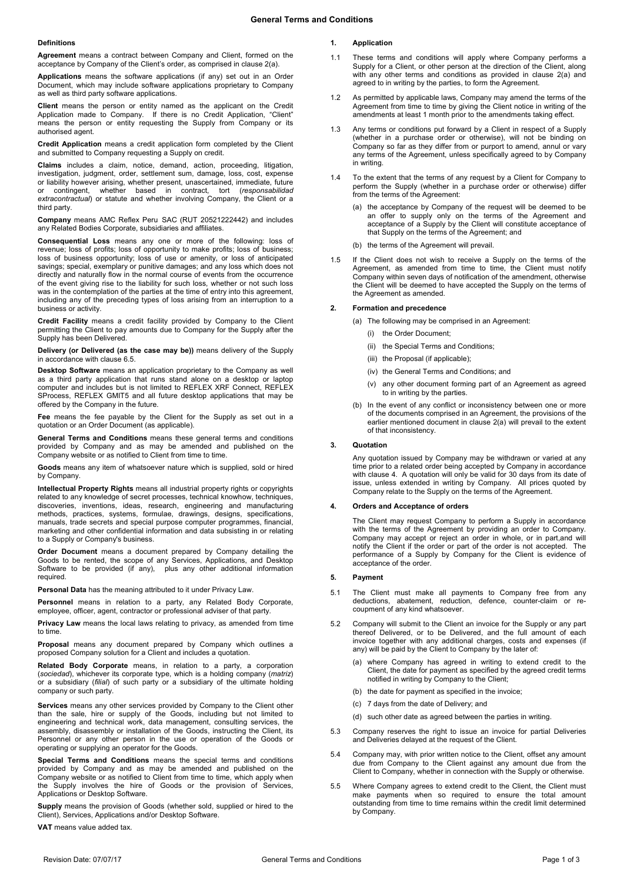# General Terms and Conditions

## Definitions

**Agreement** means a contract between Company and Client, formed on the acceptance by Company of the Client's order, as comprised in clause 2(a).

**Applications** means the software applications (if any) set out in an Order Document, which may include software applications proprietary to Company as well as third party software applications.

**Client** means the person or entity named as the applicant on the Credit Application made to Company. If there is no Credit Application, "Client" means the person or entity requesting the Supply from Company or its authorised agent.

**Credit Application** means a credit application form completed by the Client and submitted to Company requesting a Supply on credit.

**Claims** includes a claim, notice, demand, action, proceeding, litigation, investigation, judgment, order, settlement sum, damage, loss, cost, expense or liability however arising, whether present, unascertained, immediate, future or contingent, whether based in contract, tort (*responsabilidad extracontractual*) or statute and whether involving Company, the Client or a third party.

**Company** means AMC Reflex Peru SAC (RUT 20521222442) and includes any Related Bodies Corporate, subsidiaries and affiliates.

**Consequential Loss** means any one or more of the following: loss of revenue; loss of profits; loss of opportunity to make profits; loss of business; loss of business opportunity; loss of use or amenity, or loss of anticipated savings; special, exemplary or punitive damages; and any loss which does not directly and naturally flow in the normal course of events from the occurrence of the event giving rise to the liability for such loss, whether or not such loss was in the contemplation of the parties at the time of entry into this agreement, including any of the preceding types of loss arising from an interruption to a business or activity.

**Credit Facility** means a credit facility provided by Company to the Client permitting the Client to pay amounts due to Company for the Supply after the Supply has been Delivered.

**Delivery (or Delivered (as the case may be))** means delivery of the Supply in accordance with clause 6.5.

**Desktop Software** means an application proprietary to the Company as well as a third party application that runs stand alone on a desktop or laptop computer and includes but is not limited to REFLEX XRF Connect, REFLEX SProcess, REFLEX GMIT5 and all future desktop applications that may be offered by the Company in the future.

**Fee** means the fee payable by the Client for the Supply as set out in a quotation or an Order Document (as applicable).

**General Terms and Conditions** means these general terms and conditions provided by Company and as may be amended and published on the Company website or as notified to Client from time to time.

**Goods** means any item of whatsoever nature which is supplied, sold or hired by Company.

**Intellectual Property Rights** means all industrial property rights or copyrights related to any knowledge of secret processes, technical knowhow, techniques, discoveries, inventions, ideas, research, engineering and manufacturing methods, practices, systems, formulae, drawings, designs, specifications, manuals, trade secrets and special purpose computer programmes, financial, marketing and other confidential information and data subsisting in or relating to a Supply or Company's business.

**Order Document** means a document prepared by Company detailing the Goods to be rented, the scope of any Services, Applications, and Desktop Software to be provided (if any), plus any other additional information required.

**Personal Data** has the meaning attributed to it under Privacy Law.

**Personnel** means in relation to a party, any Related Body Corporate, employee, officer, agent, contractor or professional adviser of that party.

**Privacy Law** means the local laws relating to privacy, as amended from time to time.

**Proposal** means any document prepared by Company which outlines a proposed Company solution for a Client and includes a quotation.

**Related Body Corporate** means, in relation to a party, a corporation (*sociedad*), whichever its corporate type, which is a holding company (*matriz*) or a subsidiary (*filial*) of such party or a subsidiary of the ultimate holding company or such party.

**Services** means any other services provided by Company to the Client other than the sale, hire or supply of the Goods, including but not limited to engineering and technical work, data management, consulting services, the assembly, disassembly or installation of the Goods, instructing the Client, its Personnel or any other person in the use or operation of the Goods or operating or supplying an operator for the Goods.

**Special Terms and Conditions** means the special terms and conditions provided by Company and as may be amended and published on the Company website or as notified to Client from time to time, which apply when the Supply involves the hire of Goods or the provision of Services, Applications or Desktop Software.

**Supply** means the provision of Goods (whether sold, supplied or hired to the Client), Services, Applications and/or Desktop Software.

**VAT** means value added tax.

## 1. Application

1.1 These terms and conditions will apply where Company performs a Supply for a Client, or other person at the direction of the Client, along with any other terms and conditions as provided in clause 2(a) and agreed to in writing by the parties, to form the Agreement.

1.2 As permitted by applicable laws, Company may amend the terms of the Agreement from time to time by giving the Client notice in writing of the amendments at least 1 month prior to the amendments taking effect.

1.3 Any terms or conditions put forward by a Client in respect of a Supply (whether in a purchase order or otherwise), will not be binding on Company so far as they differ from or purport to amend, annul or vary any terms of the Agreement, unless specifically agreed to by Company in writing.

1.4 To the extent that the terms of any request by a Client for Company to perform the Supply (whether in a purchase order or otherwise) differ from the terms of the Agreement:

(a) the acceptance by Company of the request will be deemed to be an offer to supply only on the terms of the Agreement and acceptance of a Supply by the Client will constitute acceptance of that Supply on the terms of the Agreement; and

(b) the terms of the Agreement will prevail.

1.5 If the Client does not wish to receive a Supply on the terms of the Agreement, as amended from time to time, the Client must notify Company within seven days of notification of the amendment, otherwise the Client will be deemed to have accepted the Supply on the terms of the Agreement as amended.

## 2. Formation and precedence

(a) The following may be comprised in an Agreement:

(i) the Order Document;

(ii) the Special Terms and Conditions;

(iii) the Proposal (if applicable);

(iv) the General Terms and Conditions; and

(v) any other document forming part of an Agreement as agreed to in writing by the parties.

(b) In the event of any conflict or inconsistency between one or more of the documents comprised in an Agreement, the provisions of the earlier mentioned document in clause 2(a) will prevail to the extent of that inconsistency.

## 3. Quotation

Any quotation issued by Company may be withdrawn or varied at any time prior to a related order being accepted by Company in accordance with clause 4. A quotation will only be valid for 30 days from its date of issue, unless extended in writing by Company. All prices quoted by Company relate to the Supply on the terms of the Agreement.

## 4. Orders and Acceptance of orders

The Client may request Company to perform a Supply in accordance with the terms of the Agreement by providing an order to Company. Company may accept or reject an order in whole, or in part,and will notify the Client if the order or part of the order is not accepted. The performance of a Supply by Company for the Client is evidence of acceptance of the order.

## 5. Payment

5.1 The Client must make all payments to Company free from any deductions, abatement, reduction, defence, counter-claim or re-coupment of any kind whatsoever.

5.2 Company will submit to the Client an invoice for the Supply or any part thereof Delivered, or to be Delivered, and the full amount of each invoice together with any additional charges, costs and expenses (if any) will be paid by the Client to Company by the later of:

(a) where Company has agreed in writing to extend credit to the Client, the date for payment as specified by the agreed credit terms notified in writing by Company to the Client;

(b) the date for payment as specified in the invoice;

(c) 7 days from the date of Delivery; and

(d) such other date as agreed between the parties in writing.

5.3 Company reserves the right to issue an invoice for partial Deliveries and Deliveries delayed at the request of the Client.

5.4 Company may, with prior written notice to the Client, offset any amount due from Company to the Client against any amount due from the Client to Company, whether in connection with the Supply or otherwise.

5.5 Where Company agrees to extend credit to the Client, the Client must make payments when so required to ensure the total amount outstanding from time to time remains within the credit limit determined by Company.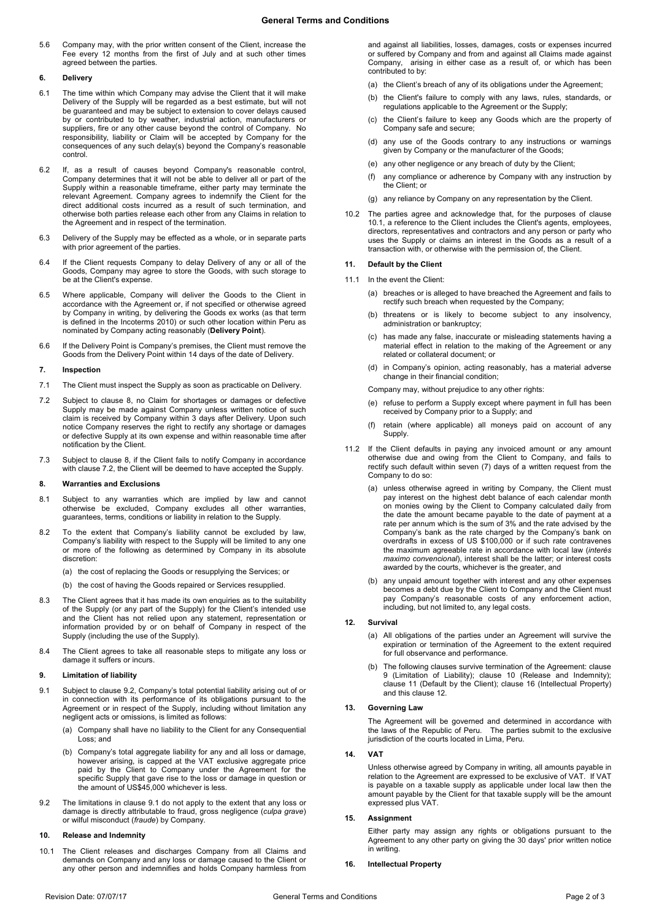5.6 Company may, with the prior written consent of the Client, increase the Fee every 12 months from the first of July and at such other times agreed between the parties.

**6. Delivery**

6.1 The time within which Company may advise the Client that it will make Delivery of the Supply will be regarded as a best estimate, but will not be guaranteed and may be subject to extension to cover delays caused by or contributed to by weather, industrial action, manufacturers or suppliers, fire or any other cause beyond the control of Company. No responsibility, liability or Claim will be accepted by Company for the consequences of any such delay(s) beyond the Company's reasonable control.

6.2 If, as a result of causes beyond Company's reasonable control, Company determines that it will not be able to deliver all or part of the Supply within a reasonable timeframe, either party may terminate the relevant Agreement. Company agrees to indemnify the Client for the direct additional costs incurred as a result of such termination, and otherwise both parties release each other from any Claims in relation to the Agreement and in respect of the termination.

6.3 Delivery of the Supply may be effected as a whole, or in separate parts with prior agreement of the parties.

6.4 If the Client requests Company to delay Delivery of any or all of the Goods, Company may agree to store the Goods, with such storage to be at the Client's expense.

6.5 Where applicable, Company will deliver the Goods to the Client in accordance with the Agreement or, if not specified or otherwise agreed by Company in writing, by delivering the Goods ex works (as that term is defined in the Incoterms 2010) or such other location within Peru as nominated by Company acting reasonably (**Delivery Point**).

6.6 If the Delivery Point is Company's premises, the Client must remove the Goods from the Delivery Point within 14 days of the date of Delivery.

**7. Inspection**

7.1 The Client must inspect the Supply as soon as practicable on Delivery.

7.2 Subject to clause 8, no Claim for shortages or damages or defective Supply may be made against Company unless written notice of such claim is received by Company within 3 days after Delivery. Upon such notice Company reserves the right to rectify any shortage or damages or defective Supply at its own expense and within reasonable time after notification by the Client.

7.3 Subject to clause 8, if the Client fails to notify Company in accordance with clause 7.2, the Client will be deemed to have accepted the Supply.

**8. Warranties and Exclusions**

8.1 Subject to any warranties which are implied by law and cannot otherwise be excluded, Company excludes all other warranties, guarantees, terms, conditions or liability in relation to the Supply.

8.2 To the extent that Company's liability cannot be excluded by law, Company's liability with respect to the Supply will be limited to any one or more of the following as determined by Company in its absolute discretion:

(a) the cost of replacing the Goods or resupplying the Services; or

(b) the cost of having the Goods repaired or Services resupplied.

8.3 The Client agrees that it has made its own enquiries as to the suitability of the Supply (or any part of the Supply) for the Client's intended use and the Client has not relied upon any statement, representation or information provided by or on behalf of Company in respect of the Supply (including the use of the Supply).

8.4 The Client agrees to take all reasonable steps to mitigate any loss or damage it suffers or incurs.

**9. Limitation of liability**

9.1 Subject to clause 9.2, Company's total potential liability arising out of or in connection with its performance of its obligations pursuant to the Agreement or in respect of the Supply, including without limitation any negligent acts or omissions, is limited as follows:

(a) Company shall have no liability to the Client for any Consequential Loss; and

(b) Company's total aggregate liability for any and all loss or damage, however arising, is capped at the VAT exclusive aggregate price paid by the Client to Company under the Agreement for the specific Supply that gave rise to the loss or damage in question or the amount of US$45,000 whichever is less.

9.2 The limitations in clause 9.1 do not apply to the extent that any loss or damage is directly attributable to fraud, gross negligence (*culpa grave*) or wilful misconduct (*fraude*) by Company.

**10. Release and Indemnity**

10.1 The Client releases and discharges Company from all Claims and demands on Company and any loss or damage caused to the Client or any other person and indemnifies and holds Company harmless from and against all liabilities, losses, damages, costs or expenses incurred or suffered by Company and from and against all Claims made against Company, arising in either case as a result of, or which has been contributed to by:

(a) the Client's breach of any of its obligations under the Agreement;

(b) the Client's failure to comply with any laws, rules, standards, or regulations applicable to the Agreement or the Supply;

(c) the Client's failure to keep any Goods which are the property of Company safe and secure;

(d) any use of the Goods contrary to any instructions or warnings given by Company or the manufacturer of the Goods;

(e) any other negligence or any breach of duty by the Client;

(f) any compliance or adherence by Company with any instruction by the Client; or

(g) any reliance by Company on any representation by the Client.

10.2 The parties agree and acknowledge that, for the purposes of clause 10.1, a reference to the Client includes the Client's agents, employees, directors, representatives and contractors and any person or party who uses the Supply or claims an interest in the Goods as a result of a transaction with, or otherwise with the permission of, the Client.

**11. Default by the Client**

11.1 In the event the Client:

(a) breaches or is alleged to have breached the Agreement and fails to rectify such breach when requested by the Company;

(b) threatens or is likely to become subject to any insolvency, administration or bankruptcy;

(c) has made any false, inaccurate or misleading statements having a material effect in relation to the making of the Agreement or any related or collateral document; or

(d) in Company's opinion, acting reasonably, has a material adverse change in their financial condition;

Company may, without prejudice to any other rights:

(e) refuse to perform a Supply except where payment in full has been received by Company prior to a Supply; and

(f) retain (where applicable) all moneys paid on account of any Supply.

11.2 If the Client defaults in paying any invoiced amount or any amount otherwise due and owing from the Client to Company, and fails to rectify such default within seven (7) days of a written request from the Company to do so:

(a) unless otherwise agreed in writing by Company, the Client must pay interest on the highest debt balance of each calendar month on monies owing by the Client to Company calculated daily from the date the amount became payable to the date of payment at a rate per annum which is the sum of 3% and the rate advised by the Company's bank as the rate charged by the Company's bank on overdrafts in excess of US $100,000 or if such rate contravenes the maximum agreeable rate in accordance with local law (*interés maximo convencional*), interest shall be the latter; or interest costs awarded by the courts, whichever is the greater, and

(b) any unpaid amount together with interest and any other expenses becomes a debt due by the Client to Company and the Client must pay Company's reasonable costs of any enforcement action, including, but not limited to, any legal costs.

**12. Survival**

(a) All obligations of the parties under an Agreement will survive the expiration or termination of the Agreement to the extent required for full observance and performance.

(b) The following clauses survive termination of the Agreement: clause 9 (Limitation of Liability); clause 10 (Release and Indemnity); clause 11 (Default by the Client); clause 16 (Intellectual Property) and this clause 12.

**13. Governing Law**

The Agreement will be governed and determined in accordance with the laws of the Republic of Peru. The parties submit to the exclusive jurisdiction of the courts located in Lima, Peru.

**14. VAT**

Unless otherwise agreed by Company in writing, all amounts payable in relation to the Agreement are expressed to be exclusive of VAT. If VAT is payable on a taxable supply as applicable under local law then the amount payable by the Client for that taxable supply will be the amount expressed plus VAT.

**15. Assignment**

Either party may assign any rights or obligations pursuant to the Agreement to any other party on giving the 30 days' prior written notice in writing.

**16. Intellectual Property**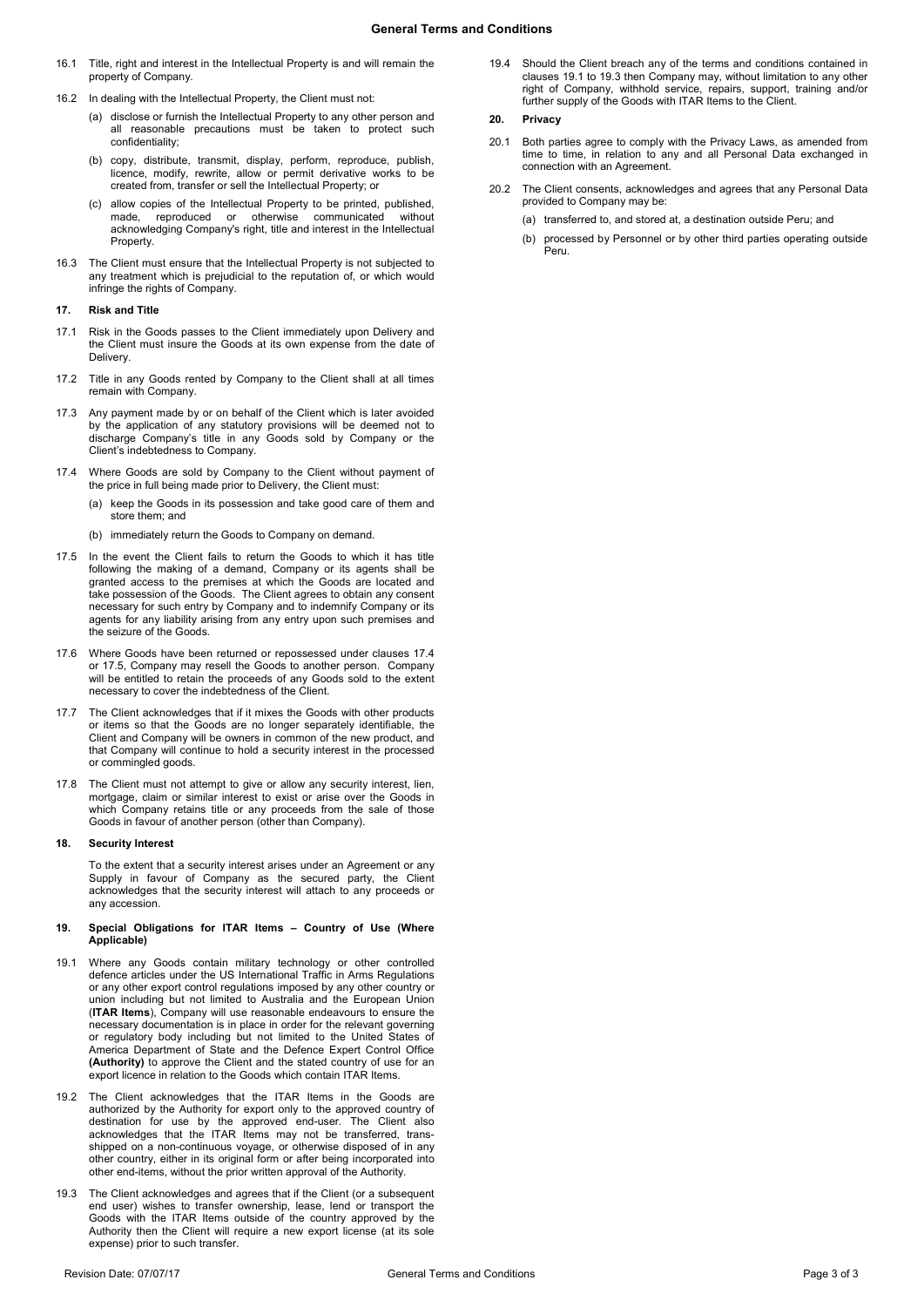16.1 Title, right and interest in the Intellectual Property is and will remain the property of Company.

16.2 In dealing with the Intellectual Property, the Client must not:

(a) disclose or furnish the Intellectual Property to any other person and all reasonable precautions must be taken to protect such confidentiality;

(b) copy, distribute, transmit, display, perform, reproduce, publish, licence, modify, rewrite, allow or permit derivative works to be created from, transfer or sell the Intellectual Property; or

(c) allow copies of the Intellectual Property to be printed, published, made, reproduced or otherwise communicated without acknowledging Company's right, title and interest in the Intellectual Property.

16.3 The Client must ensure that the Intellectual Property is not subjected to any treatment which is prejudicial to the reputation of, or which would infringe the rights of Company.

**17. Risk and Title**

17.1 Risk in the Goods passes to the Client immediately upon Delivery and the Client must insure the Goods at its own expense from the date of Delivery.

17.2 Title in any Goods rented by Company to the Client shall at all times remain with Company.

17.3 Any payment made by or on behalf of the Client which is later avoided by the application of any statutory provisions will be deemed not to discharge Company's title in any Goods sold by Company or the Client's indebtedness to Company.

17.4 Where Goods are sold by Company to the Client without payment of the price in full being made prior to Delivery, the Client must:

(a) keep the Goods in its possession and take good care of them and store them; and

(b) immediately return the Goods to Company on demand.

17.5 In the event the Client fails to return the Goods to which it has title following the making of a demand, Company or its agents shall be granted access to the premises at which the Goods are located and take possession of the Goods. The Client agrees to obtain any consent necessary for such entry by Company and to indemnify Company or its agents for any liability arising from any entry upon such premises and the seizure of the Goods.

17.6 Where Goods have been returned or repossessed under clauses 17.4 or 17.5, Company may resell the Goods to another person. Company will be entitled to retain the proceeds of any Goods sold to the extent necessary to cover the indebtedness of the Client.

17.7 The Client acknowledges that if it mixes the Goods with other products or items so that the Goods are no longer separately identifiable, the Client and Company will be owners in common of the new product, and that Company will continue to hold a security interest in the processed or commingled goods.

17.8 The Client must not attempt to give or allow any security interest, lien, mortgage, claim or similar interest to exist or arise over the Goods in which Company retains title or any proceeds from the sale of those Goods in favour of another person (other than Company).

**18. Security Interest**

To the extent that a security interest arises under an Agreement or any Supply in favour of Company as the secured party, the Client acknowledges that the security interest will attach to any proceeds or any accession.

**19. Special Obligations for ITAR Items – Country of Use (Where Applicable)**

19.1 Where any Goods contain military technology or other controlled defence articles under the US International Traffic in Arms Regulations or any other export control regulations imposed by any other country or union including but not limited to Australia and the European Union (**ITAR Items**), Company will use reasonable endeavours to ensure the necessary documentation is in place in order for the relevant governing or regulatory body including but not limited to the United States of America Department of State and the Defence Expert Control Office **(Authority)** to approve the Client and the stated country of use for an export licence in relation to the Goods which contain ITAR Items.

19.2 The Client acknowledges that the ITAR Items in the Goods are authorized by the Authority for export only to the approved country of destination for use by the approved end-user. The Client also acknowledges that the ITAR Items may not be transferred, trans-shipped on a non-continuous voyage, or otherwise disposed of in any other country, either in its original form or after being incorporated into other end-items, without the prior written approval of the Authority.

19.3 The Client acknowledges and agrees that if the Client (or a subsequent end user) wishes to transfer ownership, lease, lend or transport the Goods with the ITAR Items outside of the country approved by the Authority then the Client will require a new export license (at its sole expense) prior to such transfer.

19.4 Should the Client breach any of the terms and conditions contained in clauses 19.1 to 19.3 then Company may, without limitation to any other right of Company, withhold service, repairs, support, training and/or further supply of the Goods with ITAR Items to the Client.

**20. Privacy**

20.1 Both parties agree to comply with the Privacy Laws, as amended from time to time, in relation to any and all Personal Data exchanged in connection with an Agreement.

20.2 The Client consents, acknowledges and agrees that any Personal Data provided to Company may be:

(a) transferred to, and stored at, a destination outside Peru; and

(b) processed by Personnel or by other third parties operating outside Peru.